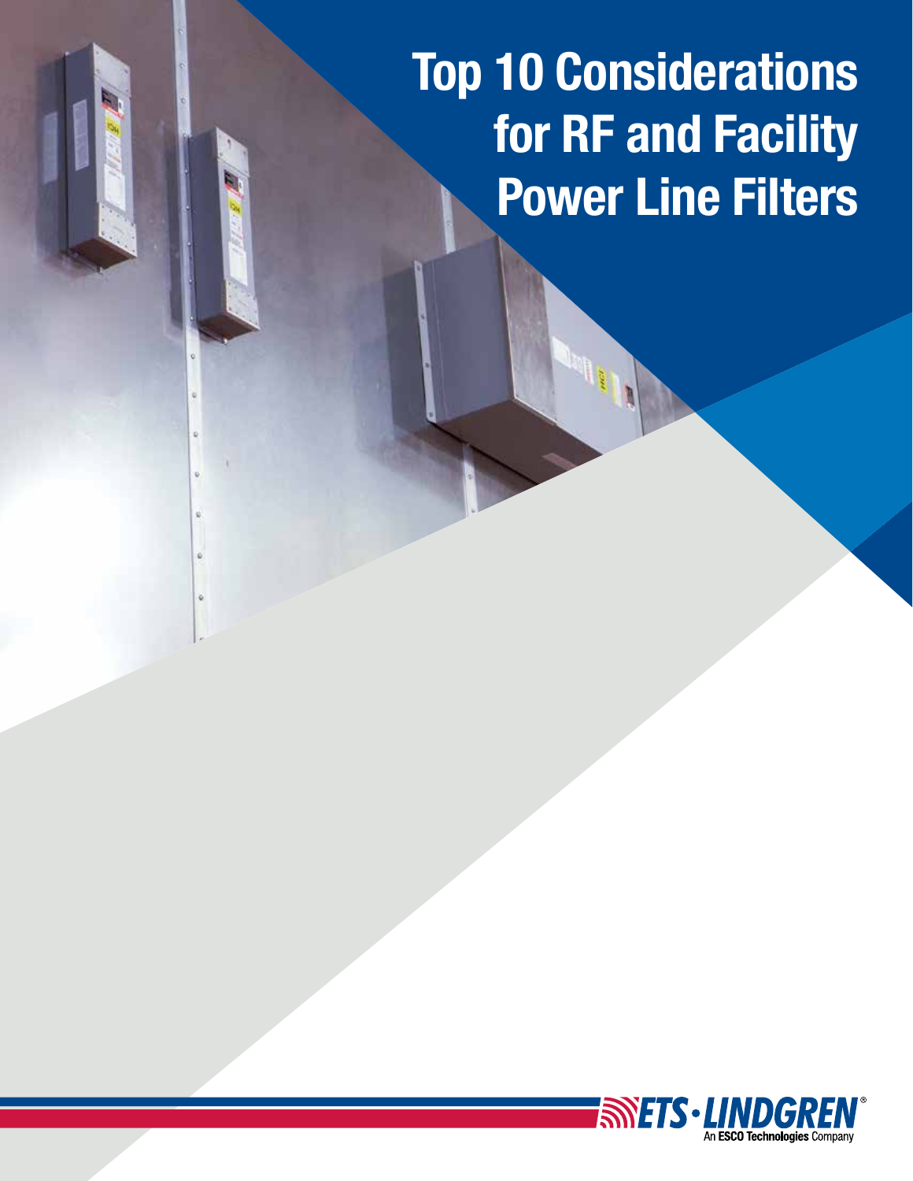# Top 10 Considerations for RF and Facility Power Line Filters

ETS·LINDGREN®
An ESCO Technologies Company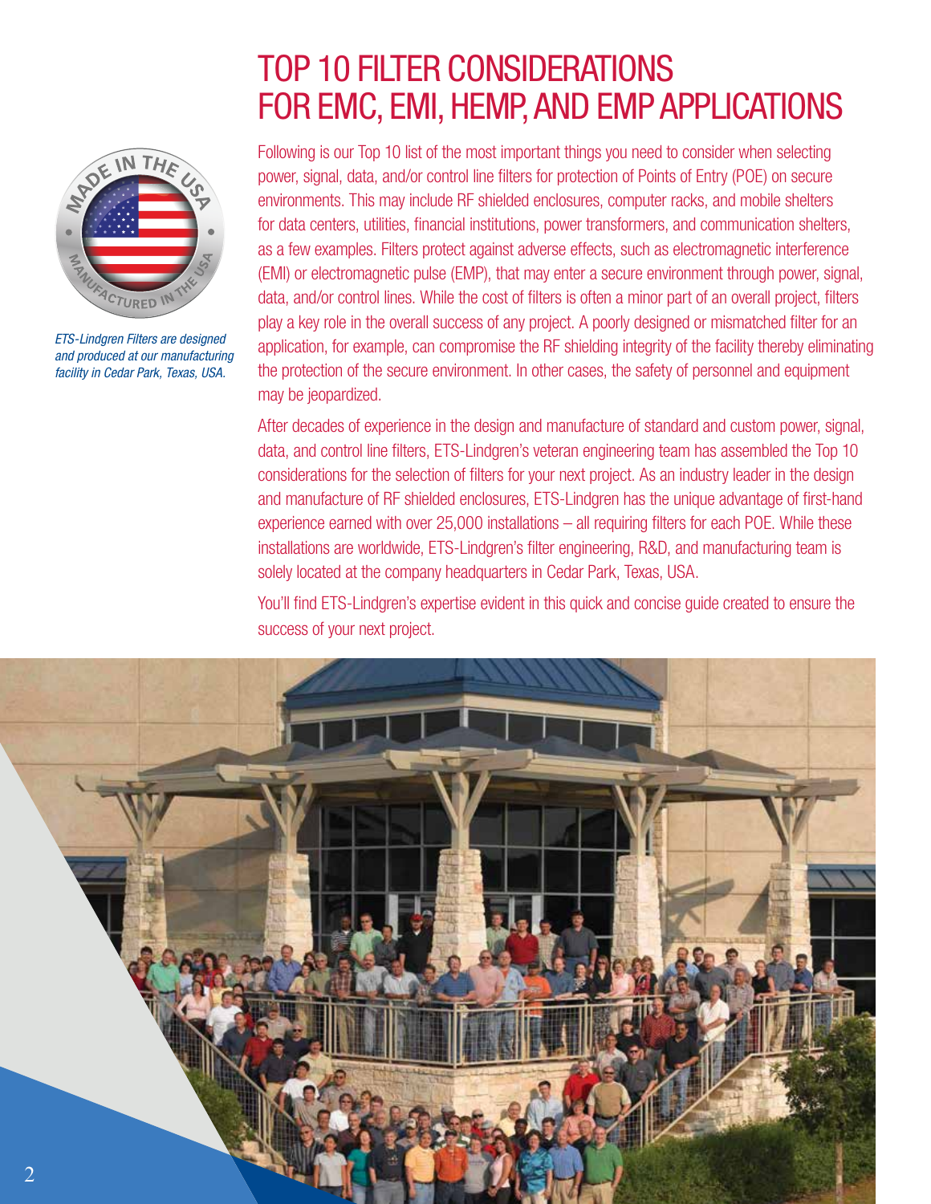# TOP 10 FILTER CONSIDERATIONS FOR EMC, EMI, HEMP, AND EMP APPLICATIONS

*ETS-Lindgren Filters are designed and produced at our manufacturing facility in Cedar Park, Texas, USA.*

Following is our Top 10 list of the most important things you need to consider when selecting power, signal, data, and/or control line filters for protection of Points of Entry (POE) on secure environments. This may include RF shielded enclosures, computer racks, and mobile shelters for data centers, utilities, financial institutions, power transformers, and communication shelters, as a few examples. Filters protect against adverse effects, such as electromagnetic interference (EMI) or electromagnetic pulse (EMP), that may enter a secure environment through power, signal, data, and/or control lines. While the cost of filters is often a minor part of an overall project, filters play a key role in the overall success of any project. A poorly designed or mismatched filter for an application, for example, can compromise the RF shielding integrity of the facility thereby eliminating the protection of the secure environment. In other cases, the safety of personnel and equipment may be jeopardized.

After decades of experience in the design and manufacture of standard and custom power, signal, data, and control line filters, ETS-Lindgren's veteran engineering team has assembled the Top 10 considerations for the selection of filters for your next project. As an industry leader in the design and manufacture of RF shielded enclosures, ETS-Lindgren has the unique advantage of first-hand experience earned with over 25,000 installations – all requiring filters for each POE. While these installations are worldwide, ETS-Lindgren's filter engineering, R&D, and manufacturing team is solely located at the company headquarters in Cedar Park, Texas, USA.

You'll find ETS-Lindgren's expertise evident in this quick and concise guide created to ensure the success of your next project.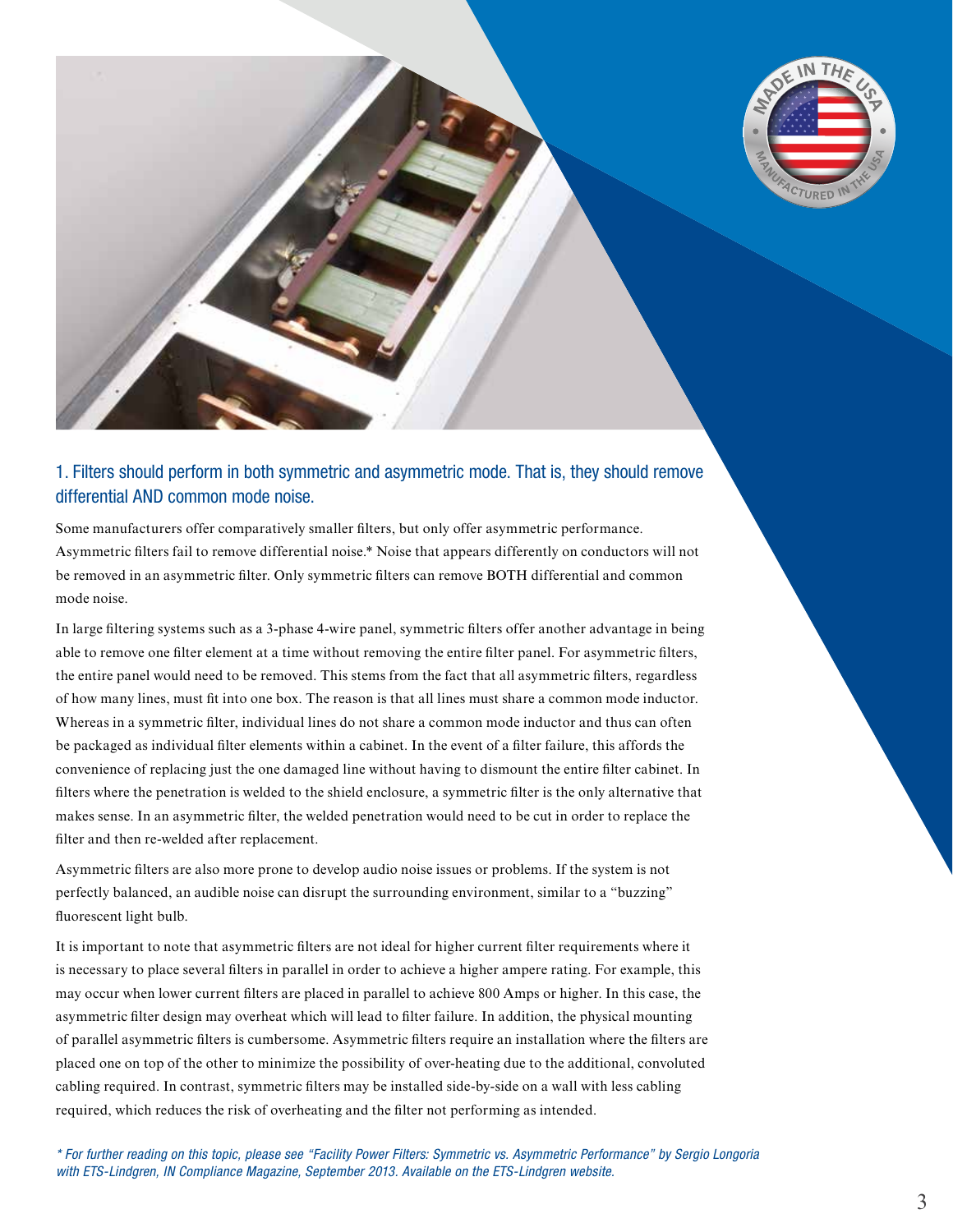## 1. Filters should perform in both symmetric and asymmetric mode. That is, they should remove differential AND common mode noise.

Some manufacturers offer comparatively smaller filters, but only offer asymmetric performance. Asymmetric filters fail to remove differential noise.* Noise that appears differently on conductors will not be removed in an asymmetric filter. Only symmetric filters can remove BOTH differential and common mode noise.

In large filtering systems such as a 3-phase 4-wire panel, symmetric filters offer another advantage in being able to remove one filter element at a time without removing the entire filter panel. For asymmetric filters, the entire panel would need to be removed. This stems from the fact that all asymmetric filters, regardless of how many lines, must fit into one box. The reason is that all lines must share a common mode inductor. Whereas in a symmetric filter, individual lines do not share a common mode inductor and thus can often be packaged as individual filter elements within a cabinet. In the event of a filter failure, this affords the convenience of replacing just the one damaged line without having to dismount the entire filter cabinet. In filters where the penetration is welded to the shield enclosure, a symmetric filter is the only alternative that makes sense. In an asymmetric filter, the welded penetration would need to be cut in order to replace the filter and then re-welded after replacement.

Asymmetric filters are also more prone to develop audio noise issues or problems. If the system is not perfectly balanced, an audible noise can disrupt the surrounding environment, similar to a "buzzing" fluorescent light bulb.

It is important to note that asymmetric filters are not ideal for higher current filter requirements where it is necessary to place several filters in parallel in order to achieve a higher ampere rating. For example, this may occur when lower current filters are placed in parallel to achieve 800 Amps or higher. In this case, the asymmetric filter design may overheat which will lead to filter failure. In addition, the physical mounting of parallel asymmetric filters is cumbersome. Asymmetric filters require an installation where the filters are placed one on top of the other to minimize the possibility of over-heating due to the additional, convoluted cabling required. In contrast, symmetric filters may be installed side-by-side on a wall with less cabling required, which reduces the risk of overheating and the filter not performing as intended.

*\* For further reading on this topic, please see "Facility Power Filters: Symmetric vs. Asymmetric Performance" by Sergio Longoria with ETS-Lindgren, IN Compliance Magazine, September 2013. Available on the ETS-Lindgren website.*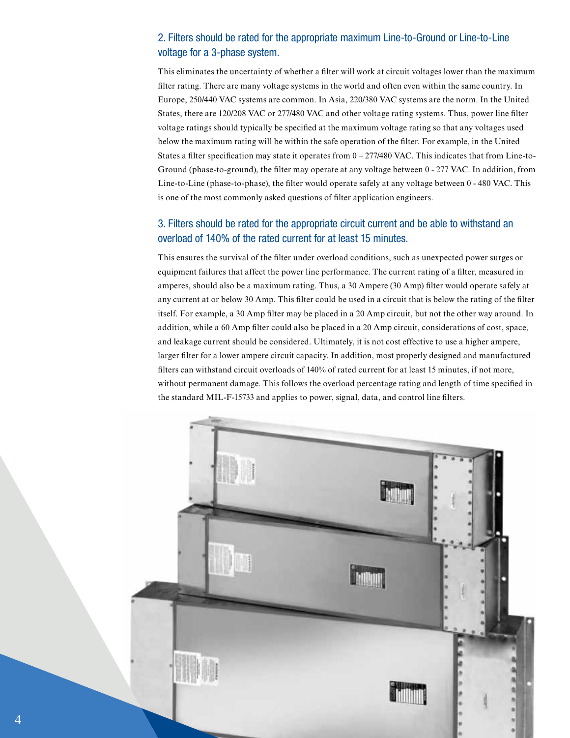## 2. Filters should be rated for the appropriate maximum Line-to-Ground or Line-to-Line voltage for a 3-phase system.

This eliminates the uncertainty of whether a filter will work at circuit voltages lower than the maximum filter rating. There are many voltage systems in the world and often even within the same country. In Europe, 250/440 VAC systems are common. In Asia, 220/380 VAC systems are the norm. In the United States, there are 120/208 VAC or 277/480 VAC and other voltage rating systems. Thus, power line filter voltage ratings should typically be specified at the maximum voltage rating so that any voltages used below the maximum rating will be within the safe operation of the filter. For example, in the United States a filter specification may state it operates from 0 – 277/480 VAC. This indicates that from Line-to-Ground (phase-to-ground), the filter may operate at any voltage between 0 - 277 VAC. In addition, from Line-to-Line (phase-to-phase), the filter would operate safely at any voltage between 0 - 480 VAC. This is one of the most commonly asked questions of filter application engineers.

## 3. Filters should be rated for the appropriate circuit current and be able to withstand an overload of 140% of the rated current for at least 15 minutes.

This ensures the survival of the filter under overload conditions, such as unexpected power surges or equipment failures that affect the power line performance. The current rating of a filter, measured in amperes, should also be a maximum rating. Thus, a 30 Ampere (30 Amp) filter would operate safely at any current at or below 30 Amp. This filter could be used in a circuit that is below the rating of the filter itself. For example, a 30 Amp filter may be placed in a 20 Amp circuit, but not the other way around. In addition, while a 60 Amp filter could also be placed in a 20 Amp circuit, considerations of cost, space, and leakage current should be considered. Ultimately, it is not cost effective to use a higher ampere, larger filter for a lower ampere circuit capacity. In addition, most properly designed and manufactured filters can withstand circuit overloads of 140% of rated current for at least 15 minutes, if not more, without permanent damage. This follows the overload percentage rating and length of time specified in the standard MIL-F-15733 and applies to power, signal, data, and control line filters.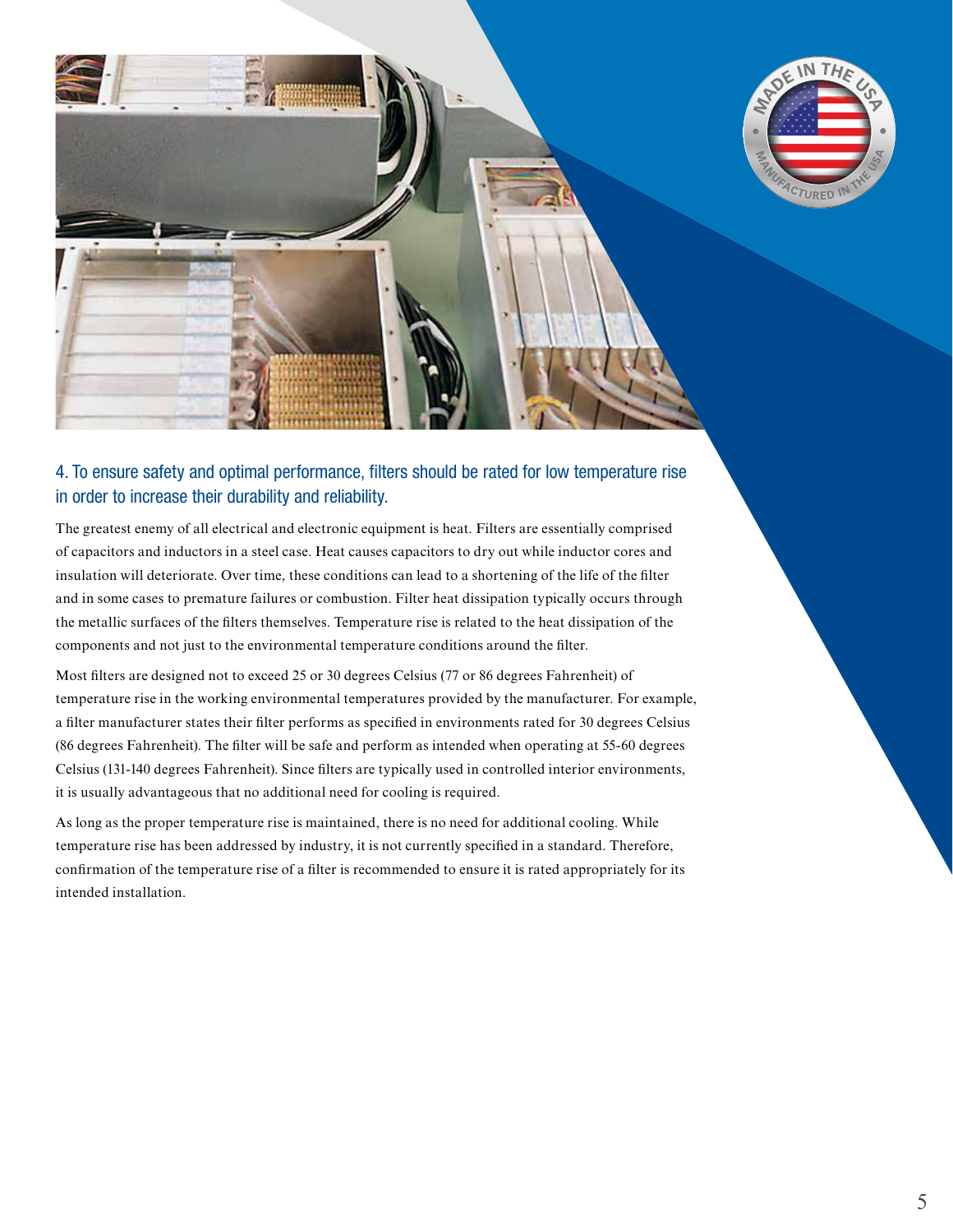### 4. To ensure safety and optimal performance, filters should be rated for low temperature rise in order to increase their durability and reliability.

The greatest enemy of all electrical and electronic equipment is heat. Filters are essentially comprised of capacitors and inductors in a steel case. Heat causes capacitors to dry out while inductor cores and insulation will deteriorate. Over time, these conditions can lead to a shortening of the life of the filter and in some cases to premature failures or combustion. Filter heat dissipation typically occurs through the metallic surfaces of the filters themselves. Temperature rise is related to the heat dissipation of the components and not just to the environmental temperature conditions around the filter.

Most filters are designed not to exceed 25 or 30 degrees Celsius (77 or 86 degrees Fahrenheit) of temperature rise in the working environmental temperatures provided by the manufacturer. For example, a filter manufacturer states their filter performs as specified in environments rated for 30 degrees Celsius (86 degrees Fahrenheit). The filter will be safe and perform as intended when operating at 55-60 degrees Celsius (131-140 degrees Fahrenheit). Since filters are typically used in controlled interior environments, it is usually advantageous that no additional need for cooling is required.

As long as the proper temperature rise is maintained, there is no need for additional cooling. While temperature rise has been addressed by industry, it is not currently specified in a standard. Therefore, confirmation of the temperature rise of a filter is recommended to ensure it is rated appropriately for its intended installation.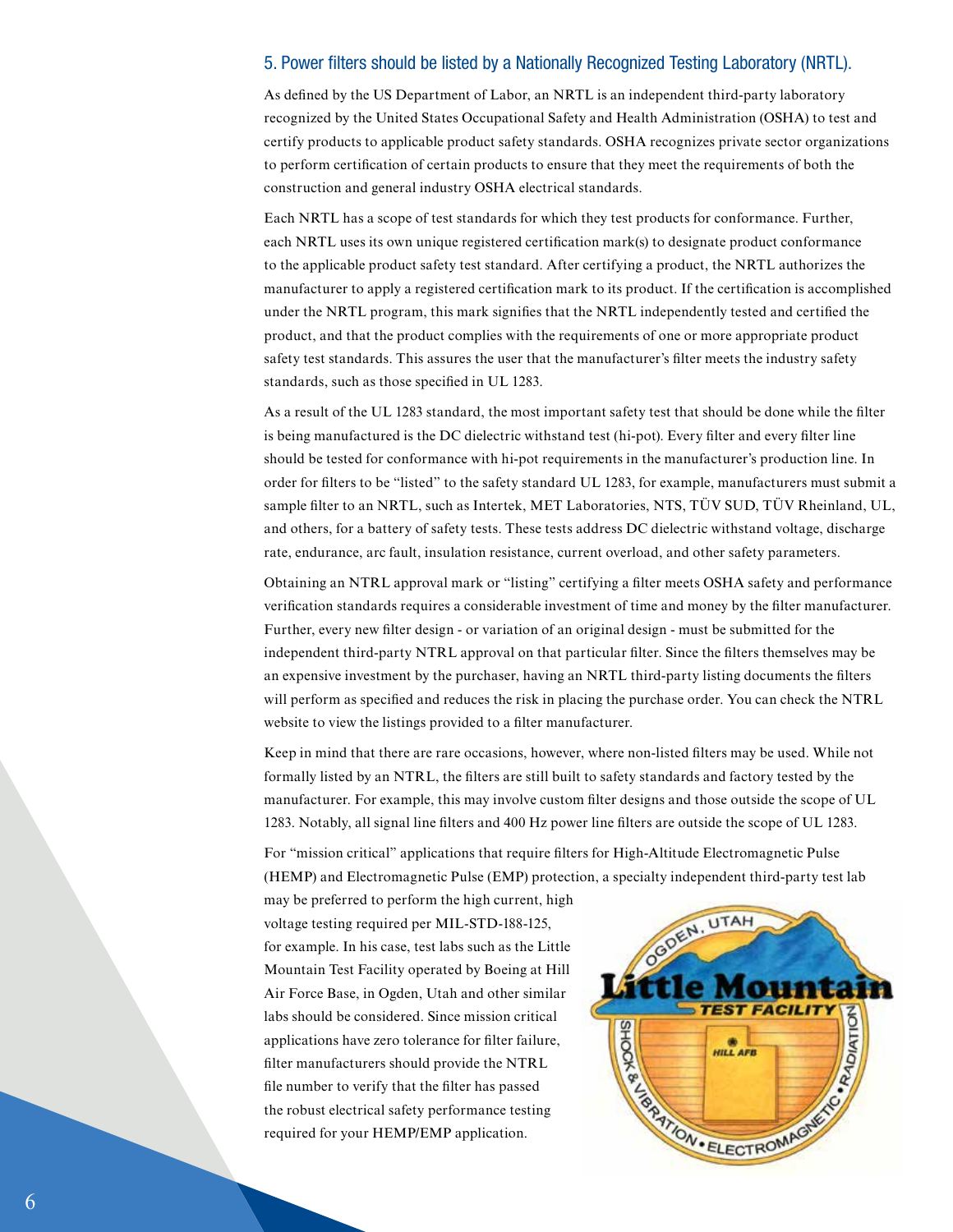## 5. Power filters should be listed by a Nationally Recognized Testing Laboratory (NRTL).

As defined by the US Department of Labor, an NRTL is an independent third-party laboratory recognized by the United States Occupational Safety and Health Administration (OSHA) to test and certify products to applicable product safety standards. OSHA recognizes private sector organizations to perform certification of certain products to ensure that they meet the requirements of both the construction and general industry OSHA electrical standards.

Each NRTL has a scope of test standards for which they test products for conformance. Further, each NRTL uses its own unique registered certification mark(s) to designate product conformance to the applicable product safety test standard. After certifying a product, the NRTL authorizes the manufacturer to apply a registered certification mark to its product. If the certification is accomplished under the NRTL program, this mark signifies that the NRTL independently tested and certified the product, and that the product complies with the requirements of one or more appropriate product safety test standards. This assures the user that the manufacturer's filter meets the industry safety standards, such as those specified in UL 1283.

As a result of the UL 1283 standard, the most important safety test that should be done while the filter is being manufactured is the DC dielectric withstand test (hi-pot). Every filter and every filter line should be tested for conformance with hi-pot requirements in the manufacturer's production line. In order for filters to be "listed" to the safety standard UL 1283, for example, manufacturers must submit a sample filter to an NRTL, such as Intertek, MET Laboratories, NTS, TÜV SUD, TÜV Rheinland, UL, and others, for a battery of safety tests. These tests address DC dielectric withstand voltage, discharge rate, endurance, arc fault, insulation resistance, current overload, and other safety parameters.

Obtaining an NTRL approval mark or "listing" certifying a filter meets OSHA safety and performance verification standards requires a considerable investment of time and money by the filter manufacturer. Further, every new filter design - or variation of an original design - must be submitted for the independent third-party NTRL approval on that particular filter. Since the filters themselves may be an expensive investment by the purchaser, having an NRTL third-party listing documents the filters will perform as specified and reduces the risk in placing the purchase order. You can check the NTRL website to view the listings provided to a filter manufacturer.

Keep in mind that there are rare occasions, however, where non-listed filters may be used. While not formally listed by an NTRL, the filters are still built to safety standards and factory tested by the manufacturer. For example, this may involve custom filter designs and those outside the scope of UL 1283. Notably, all signal line filters and 400 Hz power line filters are outside the scope of UL 1283.

For "mission critical" applications that require filters for High-Altitude Electromagnetic Pulse (HEMP) and Electromagnetic Pulse (EMP) protection, a specialty independent third-party test lab may be preferred to perform the high current, high voltage testing required per MIL-STD-188-125, for example. In his case, test labs such as the Little Mountain Test Facility operated by Boeing at Hill Air Force Base, in Ogden, Utah and other similar labs should be considered. Since mission critical applications have zero tolerance for filter failure, filter manufacturers should provide the NTRL file number to verify that the filter has passed the robust electrical safety performance testing required for your HEMP/EMP application.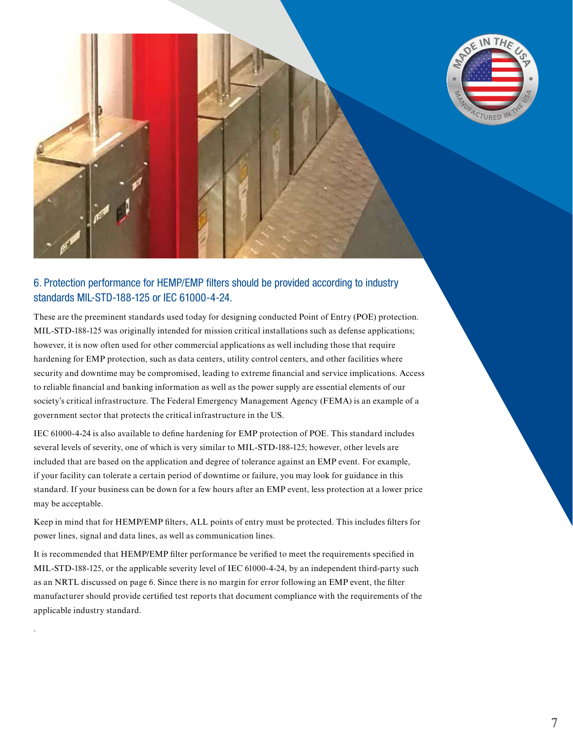## 6. Protection performance for HEMP/EMP filters should be provided according to industry standards MIL-STD-188-125 or IEC 61000-4-24.

These are the preeminent standards used today for designing conducted Point of Entry (POE) protection. MIL-STD-188-125 was originally intended for mission critical installations such as defense applications; however, it is now often used for other commercial applications as well including those that require hardening for EMP protection, such as data centers, utility control centers, and other facilities where security and downtime may be compromised, leading to extreme financial and service implications. Access to reliable financial and banking information as well as the power supply are essential elements of our society's critical infrastructure. The Federal Emergency Management Agency (FEMA) is an example of a government sector that protects the critical infrastructure in the US.

IEC 61000-4-24 is also available to define hardening for EMP protection of POE. This standard includes several levels of severity, one of which is very similar to MIL-STD-188-125; however, other levels are included that are based on the application and degree of tolerance against an EMP event. For example, if your facility can tolerate a certain period of downtime or failure, you may look for guidance in this standard. If your business can be down for a few hours after an EMP event, less protection at a lower price may be acceptable.

Keep in mind that for HEMP/EMP filters, ALL points of entry must be protected. This includes filters for power lines, signal and data lines, as well as communication lines.

It is recommended that HEMP/EMP filter performance be verified to meet the requirements specified in MIL-STD-188-125, or the applicable severity level of IEC 61000-4-24, by an independent third-party such as an NRTL discussed on page 6. Since there is no margin for error following an EMP event, the filter manufacturer should provide certified test reports that document compliance with the requirements of the applicable industry standard.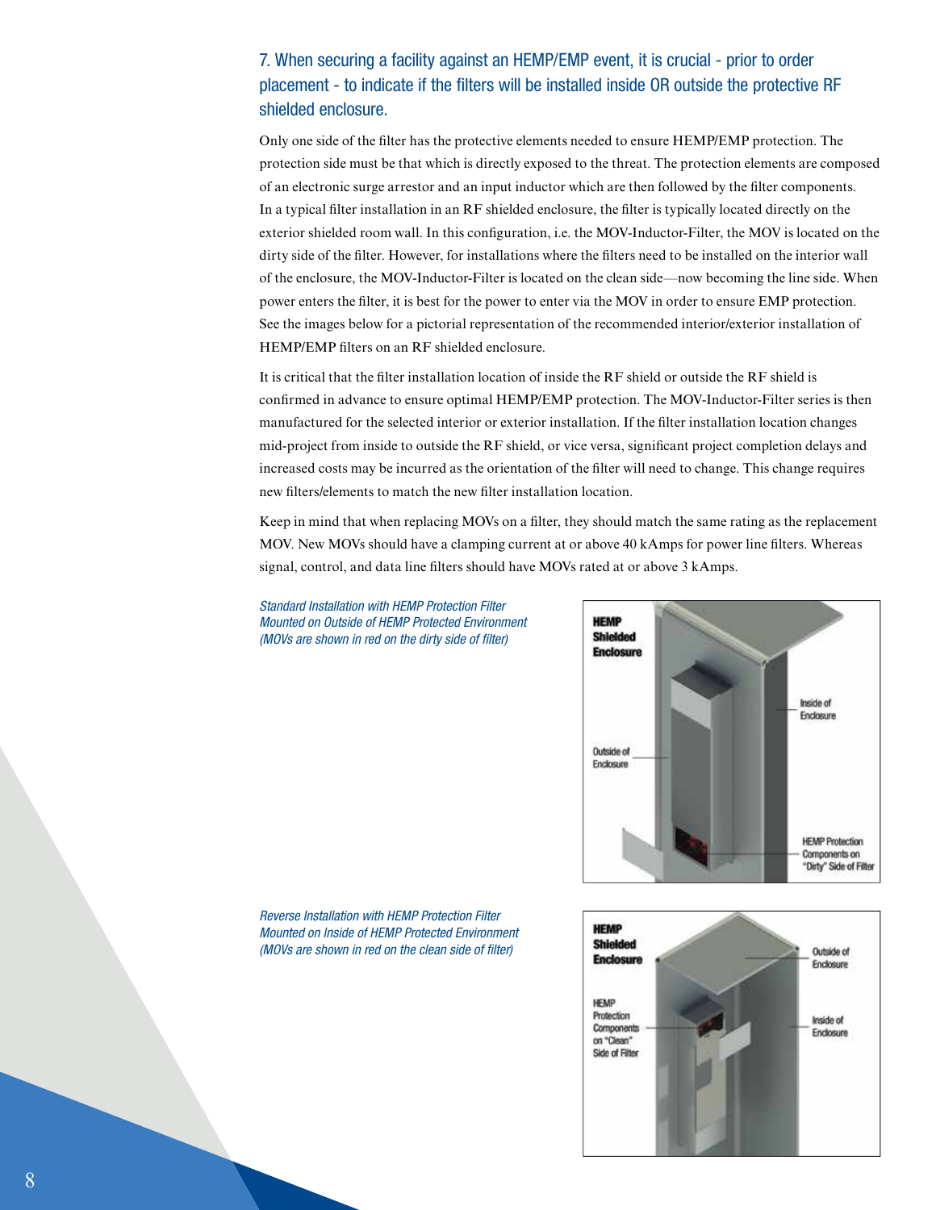## 7. When securing a facility against an HEMP/EMP event, it is crucial - prior to order placement - to indicate if the filters will be installed inside OR outside the protective RF shielded enclosure.

Only one side of the filter has the protective elements needed to ensure HEMP/EMP protection. The protection side must be that which is directly exposed to the threat. The protection elements are composed of an electronic surge arrestor and an input inductor which are then followed by the filter components. In a typical filter installation in an RF shielded enclosure, the filter is typically located directly on the exterior shielded room wall. In this configuration, i.e. the MOV-Inductor-Filter, the MOV is located on the dirty side of the filter. However, for installations where the filters need to be installed on the interior wall of the enclosure, the MOV-Inductor-Filter is located on the clean side—now becoming the line side. When power enters the filter, it is best for the power to enter via the MOV in order to ensure EMP protection. See the images below for a pictorial representation of the recommended interior/exterior installation of HEMP/EMP filters on an RF shielded enclosure.

It is critical that the filter installation location of inside the RF shield or outside the RF shield is confirmed in advance to ensure optimal HEMP/EMP protection. The MOV-Inductor-Filter series is then manufactured for the selected interior or exterior installation. If the filter installation location changes mid-project from inside to outside the RF shield, or vice versa, significant project completion delays and increased costs may be incurred as the orientation of the filter will need to change. This change requires new filters/elements to match the new filter installation location.

Keep in mind that when replacing MOVs on a filter, they should match the same rating as the replacement MOV. New MOVs should have a clamping current at or above 40 kAmps for power line filters. Whereas signal, control, and data line filters should have MOVs rated at or above 3 kAmps.

*Standard Installation with HEMP Protection Filter Mounted on Outside of HEMP Protected Environment (MOVs are shown in red on the dirty side of filter)*

HEMP Shielded Enclosure

Inside of Enclosure

Outside of Enclosure

HEMP Protection Components on "Dirty" Side of Filter

*Reverse Installation with HEMP Protection Filter Mounted on Inside of HEMP Protected Environment (MOVs are shown in red on the clean side of filter)*

HEMP Shielded Enclosure

Outside of Enclosure

HEMP Protection Components on "Clean" Side of Filter

Inside of Enclosure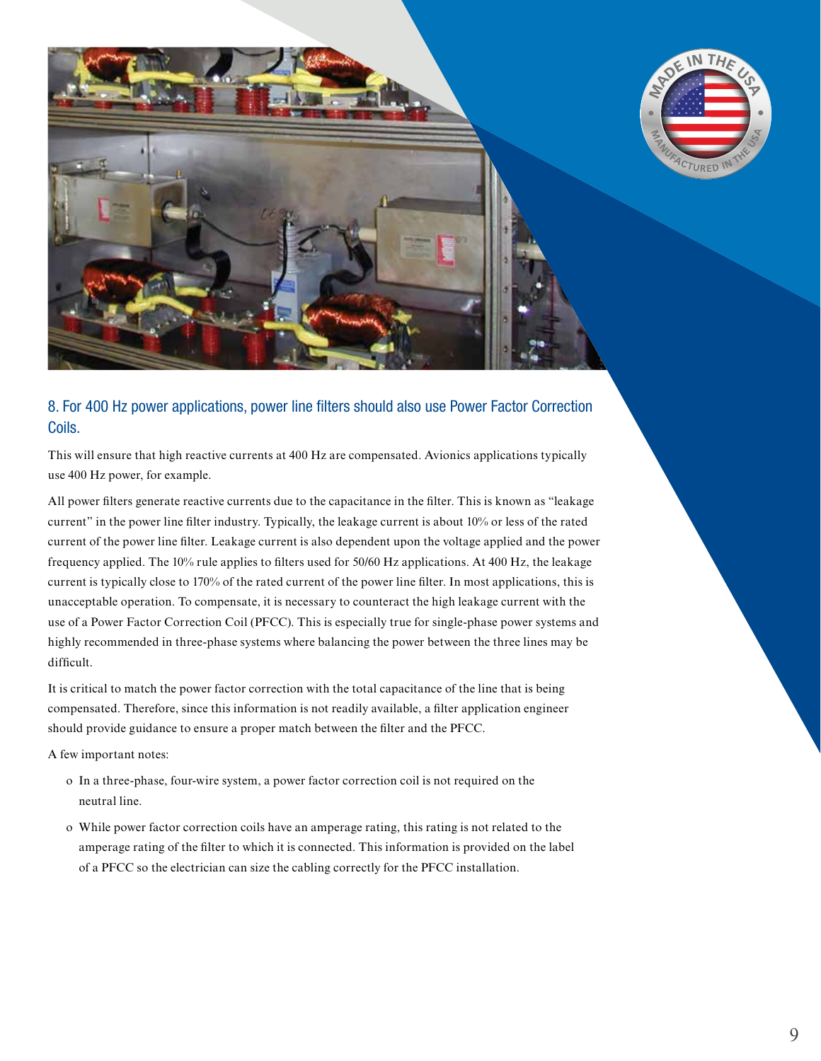## 8. For 400 Hz power applications, power line filters should also use Power Factor Correction Coils.

This will ensure that high reactive currents at 400 Hz are compensated. Avionics applications typically use 400 Hz power, for example.

All power filters generate reactive currents due to the capacitance in the filter. This is known as “leakage current” in the power line filter industry. Typically, the leakage current is about 10% or less of the rated current of the power line filter. Leakage current is also dependent upon the voltage applied and the power frequency applied. The 10% rule applies to filters used for 50/60 Hz applications. At 400 Hz, the leakage current is typically close to 170% of the rated current of the power line filter. In most applications, this is unacceptable operation. To compensate, it is necessary to counteract the high leakage current with the use of a Power Factor Correction Coil (PFCC). This is especially true for single-phase power systems and highly recommended in three-phase systems where balancing the power between the three lines may be difficult.

It is critical to match the power factor correction with the total capacitance of the line that is being compensated. Therefore, since this information is not readily available, a filter application engineer should provide guidance to ensure a proper match between the filter and the PFCC.

A few important notes:

- In a three-phase, four-wire system, a power factor correction coil is not required on the neutral line.
- While power factor correction coils have an amperage rating, this rating is not related to the amperage rating of the filter to which it is connected. This information is provided on the label of a PFCC so the electrician can size the cabling correctly for the PFCC installation.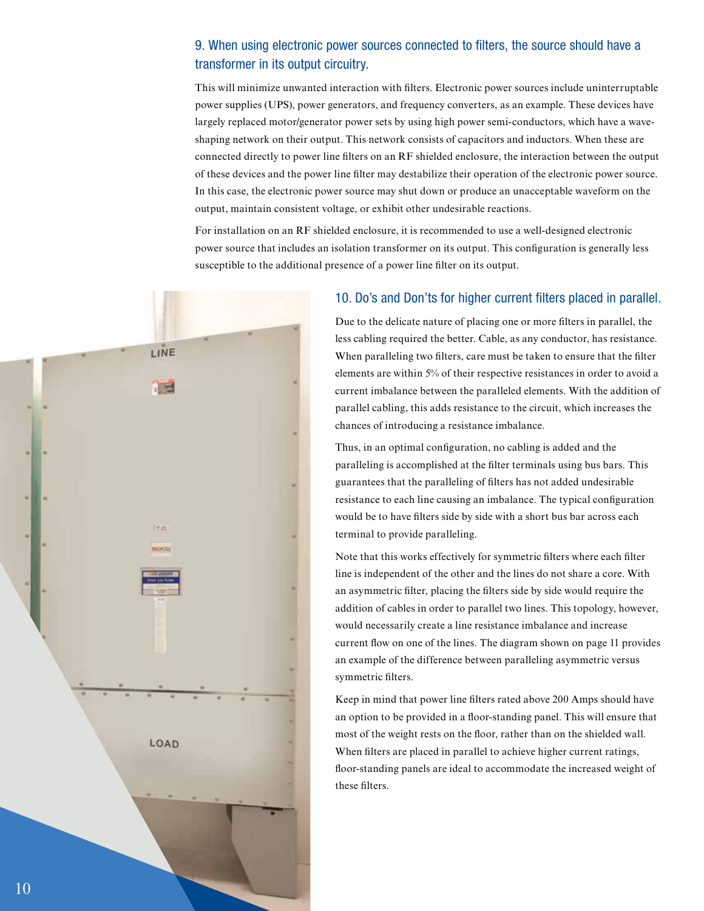## 9. When using electronic power sources connected to filters, the source should have a transformer in its output circuitry.

This will minimize unwanted interaction with filters. Electronic power sources include uninterruptable power supplies (UPS), power generators, and frequency converters, as an example. These devices have largely replaced motor/generator power sets by using high power semi-conductors, which have a wave-shaping network on their output. This network consists of capacitors and inductors. When these are connected directly to power line filters on an RF shielded enclosure, the interaction between the output of these devices and the power line filter may destabilize their operation of the electronic power source. In this case, the electronic power source may shut down or produce an unacceptable waveform on the output, maintain consistent voltage, or exhibit other undesirable reactions.

For installation on an RF shielded enclosure, it is recommended to use a well-designed electronic power source that includes an isolation transformer on its output. This configuration is generally less susceptible to the additional presence of a power line filter on its output.

## 10. Do's and Don'ts for higher current filters placed in parallel.

Due to the delicate nature of placing one or more filters in parallel, the less cabling required the better. Cable, as any conductor, has resistance. When paralleling two filters, care must be taken to ensure that the filter elements are within 5% of their respective resistances in order to avoid a current imbalance between the paralleled elements. With the addition of parallel cabling, this adds resistance to the circuit, which increases the chances of introducing a resistance imbalance.

Thus, in an optimal configuration, no cabling is added and the paralleling is accomplished at the filter terminals using bus bars. This guarantees that the paralleling of filters has not added undesirable resistance to each line causing an imbalance. The typical configuration would be to have filters side by side with a short bus bar across each terminal to provide paralleling.

Note that this works effectively for symmetric filters where each filter line is independent of the other and the lines do not share a core. With an asymmetric filter, placing the filters side by side would require the addition of cables in order to parallel two lines. This topology, however, would necessarily create a line resistance imbalance and increase current flow on one of the lines. The diagram shown on page 11 provides an example of the difference between paralleling asymmetric versus symmetric filters.

Keep in mind that power line filters rated above 200 Amps should have an option to be provided in a floor-standing panel. This will ensure that most of the weight rests on the floor, rather than on the shielded wall. When filters are placed in parallel to achieve higher current ratings, floor-standing panels are ideal to accommodate the increased weight of these filters.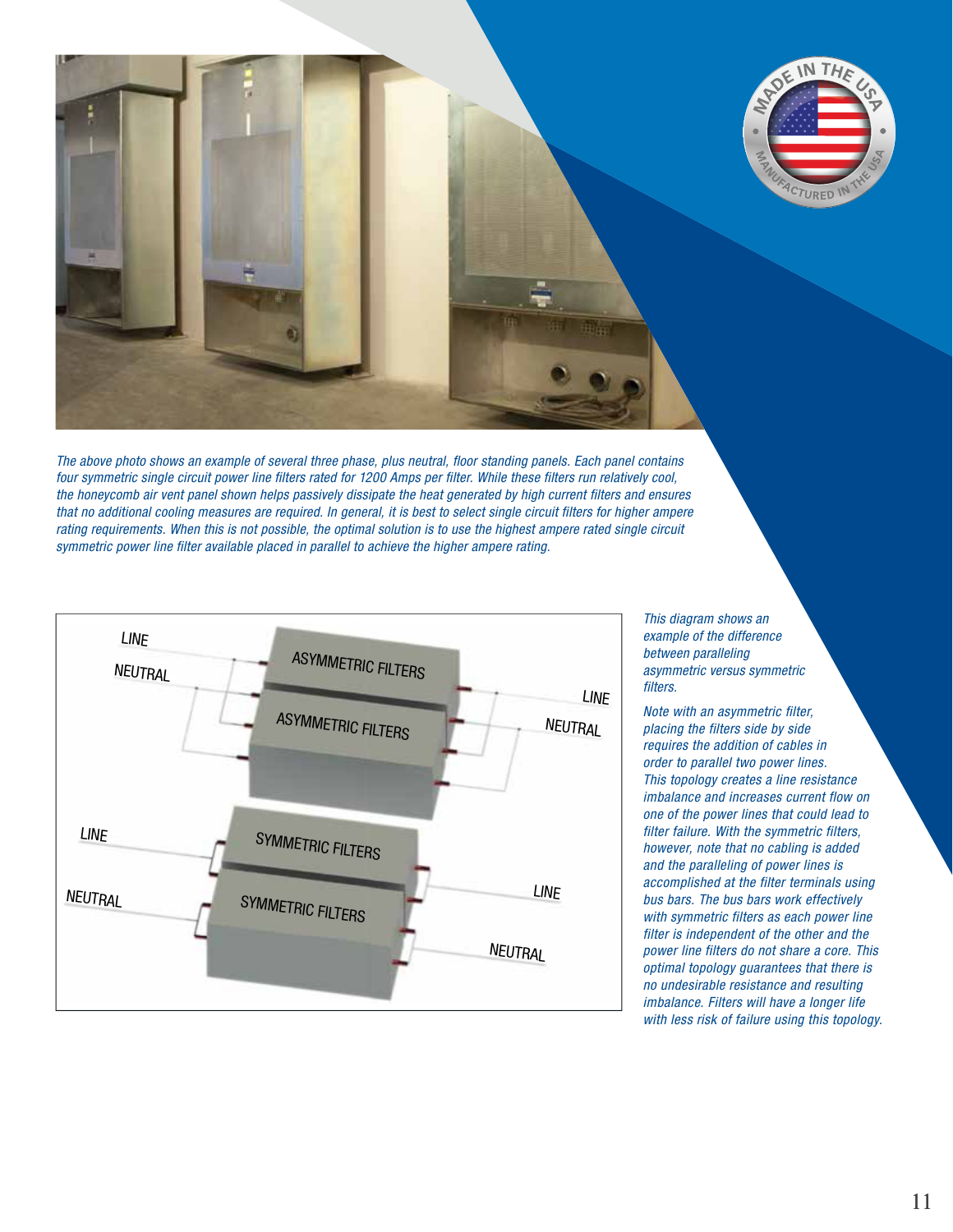*The above photo shows an example of several three phase, plus neutral, floor standing panels. Each panel contains four symmetric single circuit power line filters rated for 1200 Amps per filter. While these filters run relatively cool, the honeycomb air vent panel shown helps passively dissipate the heat generated by high current filters and ensures that no additional cooling measures are required. In general, it is best to select single circuit filters for higher ampere rating requirements. When this is not possible, the optimal solution is to use the highest ampere rated single circuit symmetric power line filter available placed in parallel to achieve the higher ampere rating.*

*This diagram shows an example of the difference between paralleling asymmetric versus symmetric filters.*

*Note with an asymmetric filter, placing the filters side by side requires the addition of cables in order to parallel two power lines. This topology creates a line resistance imbalance and increases current flow on one of the power lines that could lead to filter failure. With the symmetric filters, however, note that no cabling is added and the paralleling of power lines is accomplished at the filter terminals using bus bars. The bus bars work effectively with symmetric filters as each power line filter is independent of the other and the power line filters do not share a core. This optimal topology guarantees that there is no undesirable resistance and resulting imbalance. Filters will have a longer life with less risk of failure using this topology.*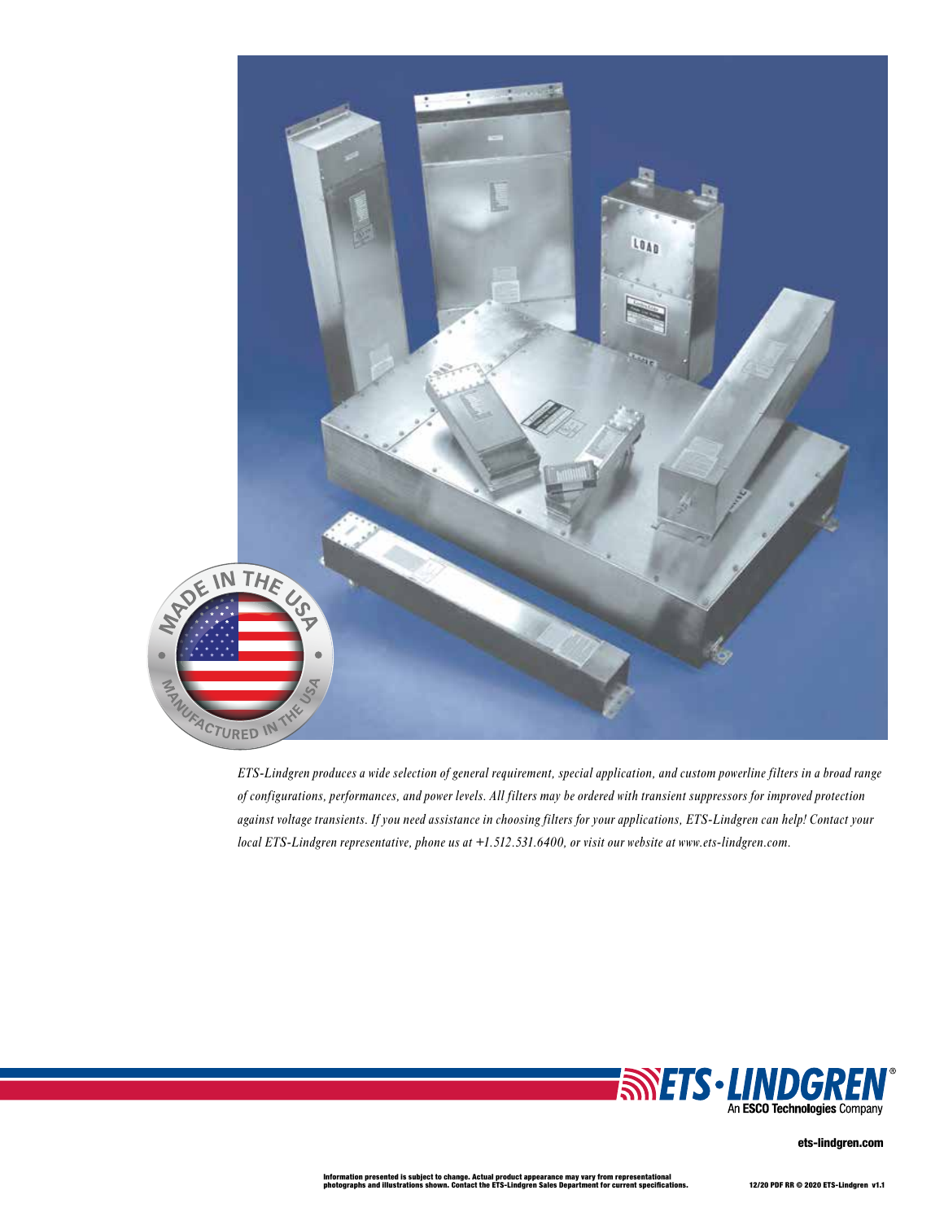*ETS-Lindgren produces a wide selection of general requirement, special application, and custom powerline filters in a broad range of configurations, performances, and power levels. All filters may be ordered with transient suppressors for improved protection against voltage transients. If you need assistance in choosing filters for your applications, ETS-Lindgren can help! Contact your local ETS-Lindgren representative, phone us at +1.512.531.6400, or visit our website at www.ets-lindgren.com.*

ETS-LINDGREN®
An ESCO Technologies Company

ets-lindgren.com

Information presented is subject to change. Actual product appearance may vary from representational photographs and illustrations shown. Contact the ETS-Lindgren Sales Department for current specifications.

12/20 PDF RR © 2020 ETS-Lindgren v1.1